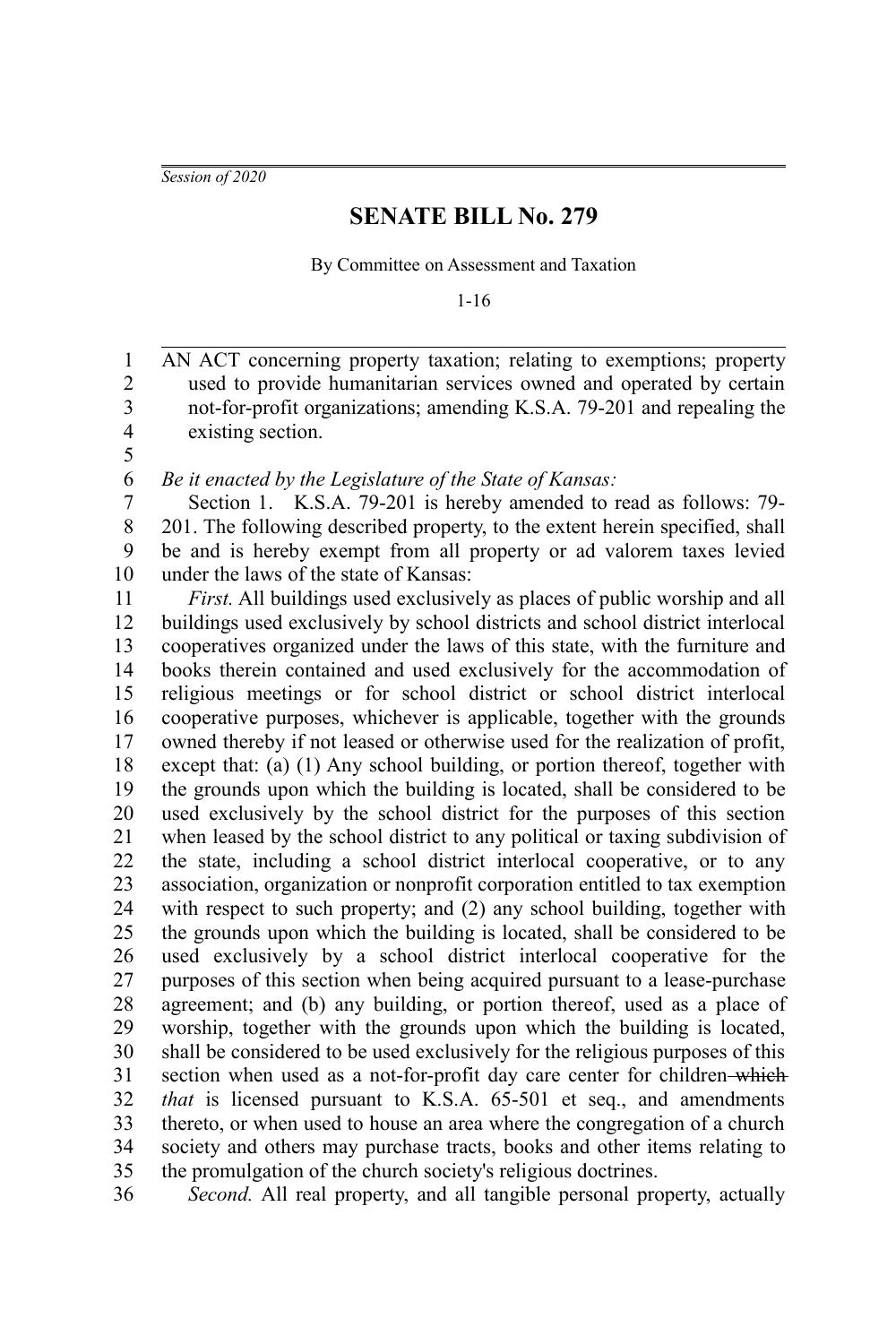*Session of 2020*

# SENATE BILL No. 279

By Committee on Assessment and Taxation

1-16

AN ACT concerning property taxation; relating to exemptions; property used to provide humanitarian services owned and operated by certain not-for-profit organizations; amending K.S.A. 79-201 and repealing the existing section.

*Be it enacted by the Legislature of the State of Kansas:*

Section 1. K.S.A. 79-201 is hereby amended to read as follows: 79-201. The following described property, to the extent herein specified, shall be and is hereby exempt from all property or ad valorem taxes levied under the laws of the state of Kansas:

*First.* All buildings used exclusively as places of public worship and all buildings used exclusively by school districts and school district interlocal cooperatives organized under the laws of this state, with the furniture and books therein contained and used exclusively for the accommodation of religious meetings or for school district or school district interlocal cooperative purposes, whichever is applicable, together with the grounds owned thereby if not leased or otherwise used for the realization of profit, except that: (a) (1) Any school building, or portion thereof, together with the grounds upon which the building is located, shall be considered to be used exclusively by the school district for the purposes of this section when leased by the school district to any political or taxing subdivision of the state, including a school district interlocal cooperative, or to any association, organization or nonprofit corporation entitled to tax exemption with respect to such property; and (2) any school building, together with the grounds upon which the building is located, shall be considered to be used exclusively by a school district interlocal cooperative for the purposes of this section when being acquired pursuant to a lease-purchase agreement; and (b) any building, or portion thereof, used as a place of worship, together with the grounds upon which the building is located, shall be considered to be used exclusively for the religious purposes of this section when used as a not-for-profit day care center for children ~~which~~ *that* is licensed pursuant to K.S.A. 65-501 et seq., and amendments thereto, or when used to house an area where the congregation of a church society and others may purchase tracts, books and other items relating to the promulgation of the church society's religious doctrines.

*Second.* All real property, and all tangible personal property, actually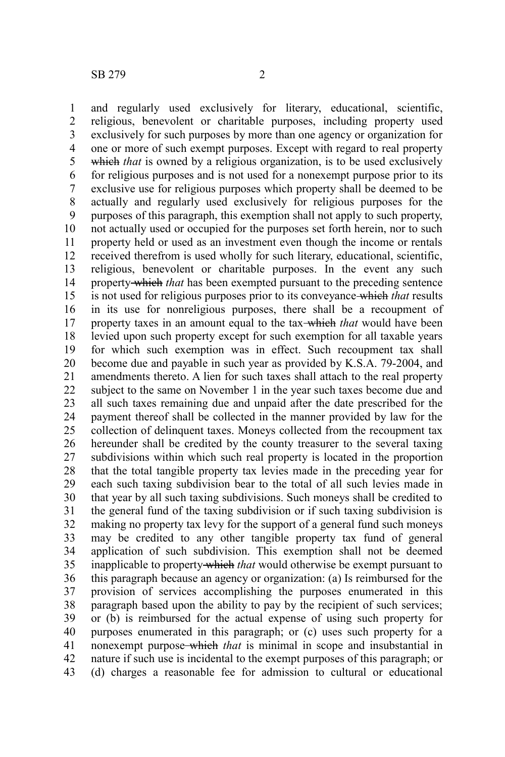and regularly used exclusively for literary, educational, scientific, religious, benevolent or charitable purposes, including property used exclusively for such purposes by more than one agency or organization for one or more of such exempt purposes. Except with regard to real property ~~which~~ *that* is owned by a religious organization, is to be used exclusively for religious purposes and is not used for a nonexempt purpose prior to its exclusive use for religious purposes which property shall be deemed to be actually and regularly used exclusively for religious purposes for the purposes of this paragraph, this exemption shall not apply to such property, not actually used or occupied for the purposes set forth herein, nor to such property held or used as an investment even though the income or rentals received therefrom is used wholly for such literary, educational, scientific, religious, benevolent or charitable purposes. In the event any such property ~~which~~ *that* has been exempted pursuant to the preceding sentence is not used for religious purposes prior to its conveyance ~~which~~ *that* results in its use for nonreligious purposes, there shall be a recoupment of property taxes in an amount equal to the tax ~~which~~ *that* would have been levied upon such property except for such exemption for all taxable years for which such exemption was in effect. Such recoupment tax shall become due and payable in such year as provided by K.S.A. 79-2004, and amendments thereto. A lien for such taxes shall attach to the real property subject to the same on November 1 in the year such taxes become due and all such taxes remaining due and unpaid after the date prescribed for the payment thereof shall be collected in the manner provided by law for the collection of delinquent taxes. Moneys collected from the recoupment tax hereunder shall be credited by the county treasurer to the several taxing subdivisions within which such real property is located in the proportion that the total tangible property tax levies made in the preceding year for each such taxing subdivision bear to the total of all such levies made in that year by all such taxing subdivisions. Such moneys shall be credited to the general fund of the taxing subdivision or if such taxing subdivision is making no property tax levy for the support of a general fund such moneys may be credited to any other tangible property tax fund of general application of such subdivision. This exemption shall not be deemed inapplicable to property ~~which~~ *that* would otherwise be exempt pursuant to this paragraph because an agency or organization: (a) Is reimbursed for the provision of services accomplishing the purposes enumerated in this paragraph based upon the ability to pay by the recipient of such services; or (b) is reimbursed for the actual expense of using such property for purposes enumerated in this paragraph; or (c) uses such property for a nonexempt purpose ~~which~~ *that* is minimal in scope and insubstantial in nature if such use is incidental to the exempt purposes of this paragraph; or (d) charges a reasonable fee for admission to cultural or educational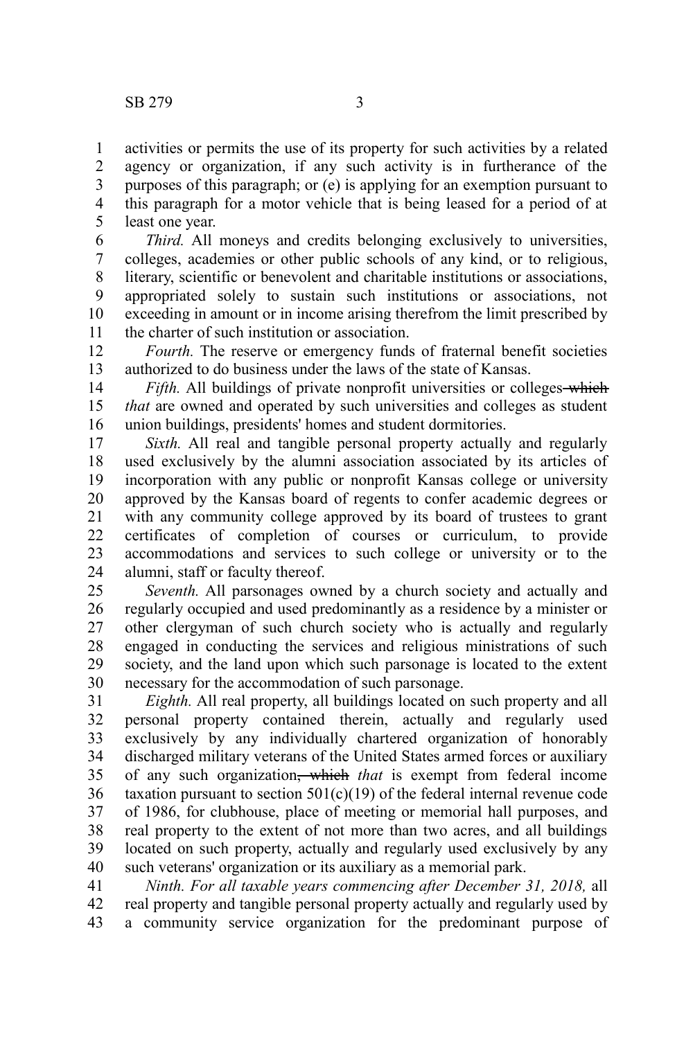activities or permits the use of its property for such activities by a related agency or organization, if any such activity is in furtherance of the purposes of this paragraph; or (e) is applying for an exemption pursuant to this paragraph for a motor vehicle that is being leased for a period of at least one year.

*Third.* All moneys and credits belonging exclusively to universities, colleges, academies or other public schools of any kind, or to religious, literary, scientific or benevolent and charitable institutions or associations, appropriated solely to sustain such institutions or associations, not exceeding in amount or in income arising therefrom the limit prescribed by the charter of such institution or association.

*Fourth.* The reserve or emergency funds of fraternal benefit societies authorized to do business under the laws of the state of Kansas.

*Fifth.* All buildings of private nonprofit universities or colleges ~~which~~ *that* are owned and operated by such universities and colleges as student union buildings, presidents' homes and student dormitories.

*Sixth.* All real and tangible personal property actually and regularly used exclusively by the alumni association associated by its articles of incorporation with any public or nonprofit Kansas college or university approved by the Kansas board of regents to confer academic degrees or with any community college approved by its board of trustees to grant certificates of completion of courses or curriculum, to provide accommodations and services to such college or university or to the alumni, staff or faculty thereof.

*Seventh.* All parsonages owned by a church society and actually and regularly occupied and used predominantly as a residence by a minister or other clergyman of such church society who is actually and regularly engaged in conducting the services and religious ministrations of such society, and the land upon which such parsonage is located to the extent necessary for the accommodation of such parsonage.

*Eighth.* All real property, all buildings located on such property and all personal property contained therein, actually and regularly used exclusively by any individually chartered organization of honorably discharged military veterans of the United States armed forces or auxiliary of any such organization~~, which~~ *that* is exempt from federal income taxation pursuant to section 501(c)(19) of the federal internal revenue code of 1986, for clubhouse, place of meeting or memorial hall purposes, and real property to the extent of not more than two acres, and all buildings located on such property, actually and regularly used exclusively by any such veterans' organization or its auxiliary as a memorial park.

*Ninth. For all taxable years commencing after December 31, 2018,* all real property and tangible personal property actually and regularly used by a community service organization for the predominant purpose of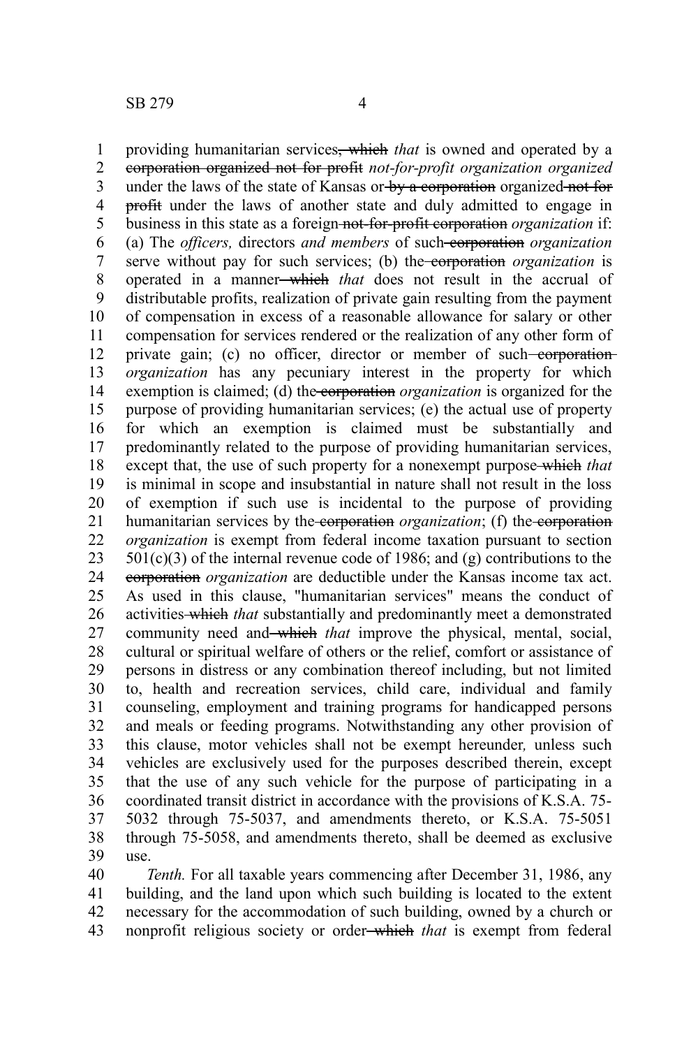providing humanitarian services~~, which~~ *that* is owned and operated by a ~~corporation organized not for profit~~ *not-for-profit organization organized* under the laws of the state of Kansas or ~~by a corporation~~ organized ~~not for profit~~ under the laws of another state and duly admitted to engage in business in this state as a foreign ~~not-for-profit corporation~~ *organization* if: (a) The *officers,* directors *and members* of such ~~corporation~~ *organization* serve without pay for such services; (b) the ~~corporation~~ *organization* is operated in a manner ~~which~~ *that* does not result in the accrual of distributable profits, realization of private gain resulting from the payment of compensation in excess of a reasonable allowance for salary or other compensation for services rendered or the realization of any other form of private gain; (c) no officer, director or member of such ~~corporation~~ *organization* has any pecuniary interest in the property for which exemption is claimed; (d) the ~~corporation~~ *organization* is organized for the purpose of providing humanitarian services; (e) the actual use of property for which an exemption is claimed must be substantially and predominantly related to the purpose of providing humanitarian services, except that, the use of such property for a nonexempt purpose ~~which~~ *that* is minimal in scope and insubstantial in nature shall not result in the loss of exemption if such use is incidental to the purpose of providing humanitarian services by the ~~corporation~~ *organization*; (f) the ~~corporation~~ *organization* is exempt from federal income taxation pursuant to section 501(c)(3) of the internal revenue code of 1986; and (g) contributions to the ~~corporation~~ *organization* are deductible under the Kansas income tax act. As used in this clause, "humanitarian services" means the conduct of activities ~~which~~ *that* substantially and predominantly meet a demonstrated community need and ~~which~~ *that* improve the physical, mental, social, cultural or spiritual welfare of others or the relief, comfort or assistance of persons in distress or any combination thereof including, but not limited to, health and recreation services, child care, individual and family counseling, employment and training programs for handicapped persons and meals or feeding programs. Notwithstanding any other provision of this clause, motor vehicles shall not be exempt hereunder*,* unless such vehicles are exclusively used for the purposes described therein, except that the use of any such vehicle for the purpose of participating in a coordinated transit district in accordance with the provisions of K.S.A. 75-5032 through 75-5037, and amendments thereto, or K.S.A. 75-5051 through 75-5058, and amendments thereto, shall be deemed as exclusive use.

*Tenth.* For all taxable years commencing after December 31, 1986, any building, and the land upon which such building is located to the extent necessary for the accommodation of such building, owned by a church or nonprofit religious society or order ~~which~~ *that* is exempt from federal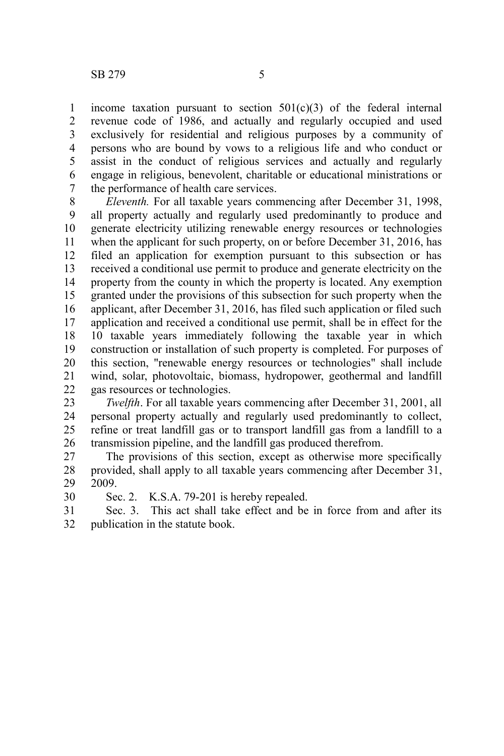income taxation pursuant to section 501(c)(3) of the federal internal revenue code of 1986, and actually and regularly occupied and used exclusively for residential and religious purposes by a community of persons who are bound by vows to a religious life and who conduct or assist in the conduct of religious services and actually and regularly engage in religious, benevolent, charitable or educational ministrations or the performance of health care services.

*Eleventh.* For all taxable years commencing after December 31, 1998, all property actually and regularly used predominantly to produce and generate electricity utilizing renewable energy resources or technologies when the applicant for such property, on or before December 31, 2016, has filed an application for exemption pursuant to this subsection or has received a conditional use permit to produce and generate electricity on the property from the county in which the property is located. Any exemption granted under the provisions of this subsection for such property when the applicant, after December 31, 2016, has filed such application or filed such application and received a conditional use permit, shall be in effect for the 10 taxable years immediately following the taxable year in which construction or installation of such property is completed. For purposes of this section, "renewable energy resources or technologies" shall include wind, solar, photovoltaic, biomass, hydropower, geothermal and landfill gas resources or technologies.

*Twelfth*. For all taxable years commencing after December 31, 2001, all personal property actually and regularly used predominantly to collect, refine or treat landfill gas or to transport landfill gas from a landfill to a transmission pipeline, and the landfill gas produced therefrom.

The provisions of this section, except as otherwise more specifically provided, shall apply to all taxable years commencing after December 31, 2009.

Sec. 2. K.S.A. 79-201 is hereby repealed.

Sec. 3. This act shall take effect and be in force from and after its publication in the statute book.